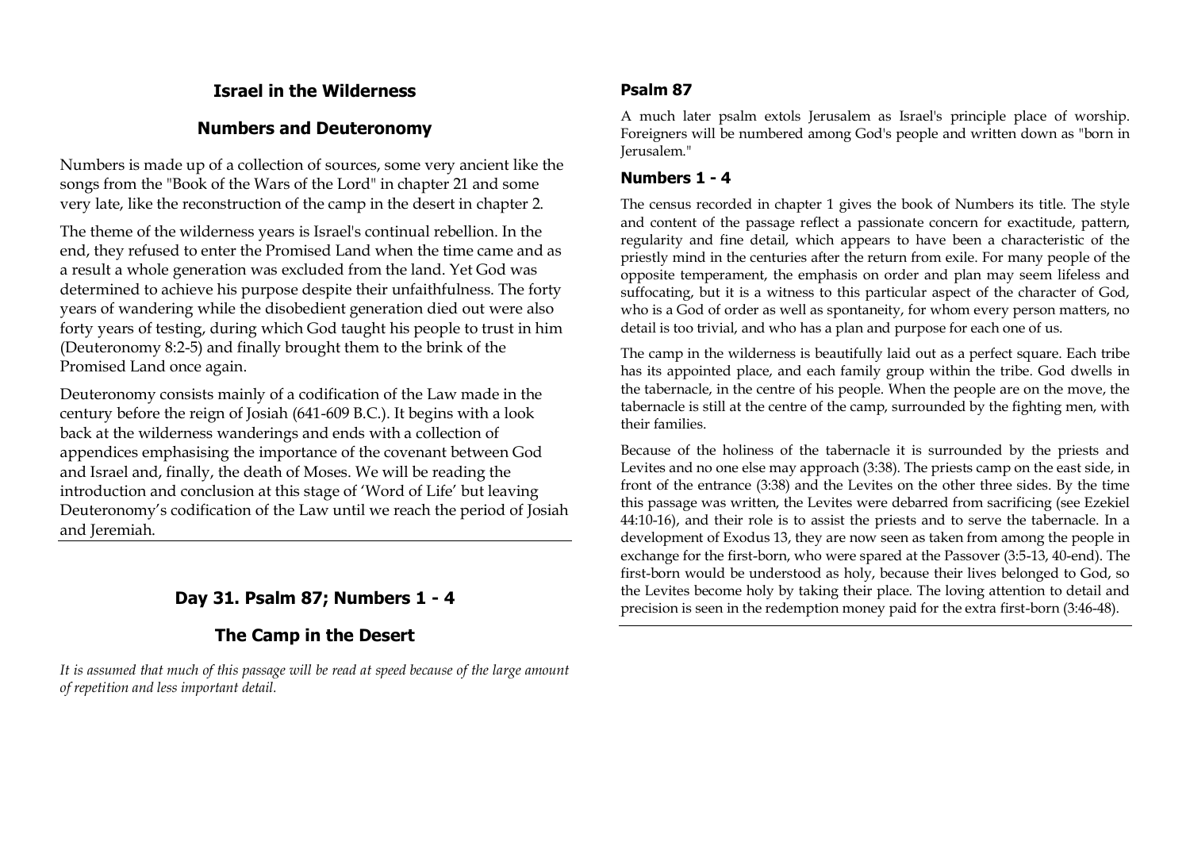## Israel in the Wilderness

## Numbers and Deuteronomy

Numbers is made up of a collection of sources, some very ancient like the songs from the "Book of the Wars of the Lord" in chapter 21 and some very late, like the reconstruction of the camp in the desert in chapter 2.

The theme of the wilderness years is Israel's continual rebellion. In the end, they refused to enter the Promised Land when the time came and as a result a whole generation was excluded from the land. Yet God was determined to achieve his purpose despite their unfaithfulness. The forty years of wandering while the disobedient generation died out were also forty years of testing, during which God taught his people to trust in him (Deuteronomy 8:2-5) and finally brought them to the brink of the Promised Land once again.

Deuteronomy consists mainly of a codification of the Law made in the century before the reign of Josiah (641-609 B.C.). It begins with a look back at the wilderness wanderings and ends with a collection of appendices emphasising the importance of the covenant between God and Israel and, finally, the death of Moses. We will be reading the introduction and conclusion at this stage of 'Word of Life' but leaving Deuteronomy's codification of the Law until we reach the period of Josiah and Jeremiah.

---

## Day 31. Psalm 87; Numbers 1 - 4

## The Camp in the Desert

*It is assumed that much of this passage will be read at speed because of the large amount of repetition and less important detail.*

### Psalm 87

A much later psalm extols Jerusalem as Israel's principle place of worship. Foreigners will be numbered among God's people and written down as "born in Jerusalem."

### Numbers 1 - 4

The census recorded in chapter 1 gives the book of Numbers its title. The style and content of the passage reflect a passionate concern for exactitude, pattern, regularity and fine detail, which appears to have been a characteristic of the priestly mind in the centuries after the return from exile. For many people of the opposite temperament, the emphasis on order and plan may seem lifeless and suffocating, but it is a witness to this particular aspect of the character of God, who is a God of order as well as spontaneity, for whom every person matters, no detail is too trivial, and who has a plan and purpose for each one of us.

The camp in the wilderness is beautifully laid out as a perfect square. Each tribe has its appointed place, and each family group within the tribe. God dwells in the tabernacle, in the centre of his people. When the people are on the move, the tabernacle is still at the centre of the camp, surrounded by the fighting men, with their families.

Because of the holiness of the tabernacle it is surrounded by the priests and Levites and no one else may approach (3:38). The priests camp on the east side, in front of the entrance (3:38) and the Levites on the other three sides. By the time this passage was written, the Levites were debarred from sacrificing (see Ezekiel 44:10-16), and their role is to assist the priests and to serve the tabernacle. In a development of Exodus 13, they are now seen as taken from among the people in exchange for the first-born, who were spared at the Passover (3:5-13, 40-end). The first-born would be understood as holy, because their lives belonged to God, so the Levites become holy by taking their place. The loving attention to detail and precision is seen in the redemption money paid for the extra first-born (3:46-48).

---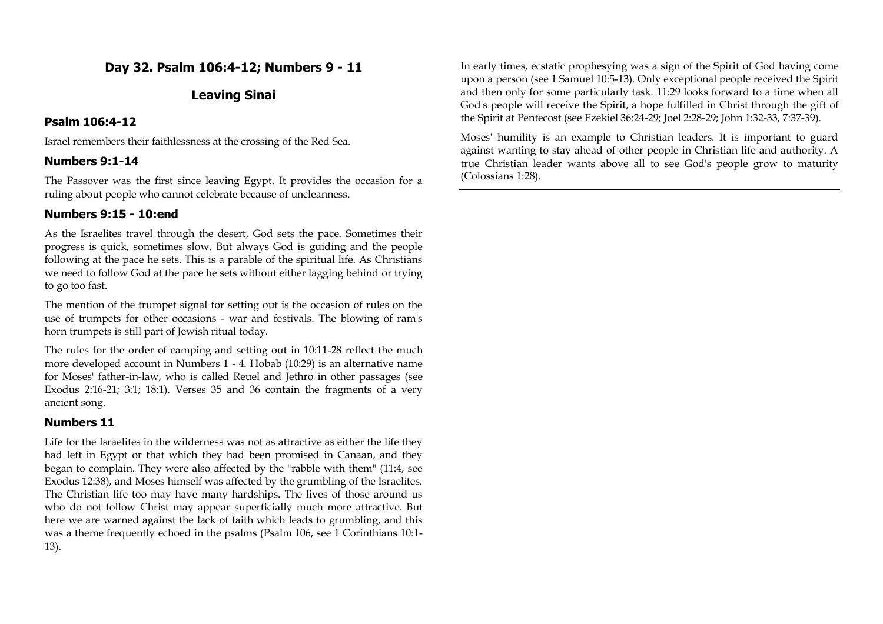## Day 32. Psalm 106:4-12; Numbers 9 - 11

## Leaving Sinai

### Psalm 106:4-12

Israel remembers their faithlessness at the crossing of the Red Sea.

### Numbers 9:1-14

The Passover was the first since leaving Egypt. It provides the occasion for a ruling about people who cannot celebrate because of uncleanness.

### Numbers 9:15 - 10:end

As the Israelites travel through the desert, God sets the pace. Sometimes their progress is quick, sometimes slow. But always God is guiding and the people following at the pace he sets. This is a parable of the spiritual life. As Christians we need to follow God at the pace he sets without either lagging behind or trying to go too fast.

The mention of the trumpet signal for setting out is the occasion of rules on the use of trumpets for other occasions - war and festivals. The blowing of ram's horn trumpets is still part of Jewish ritual today.

The rules for the order of camping and setting out in 10:11-28 reflect the much more developed account in Numbers 1 - 4. Hobab (10:29) is an alternative name for Moses' father-in-law, who is called Reuel and Jethro in other passages (see Exodus 2:16-21; 3:1; 18:1). Verses 35 and 36 contain the fragments of a very ancient song.

### Numbers 11

Life for the Israelites in the wilderness was not as attractive as either the life they had left in Egypt or that which they had been promised in Canaan, and they began to complain. They were also affected by the "rabble with them" (11:4, see Exodus 12:38), and Moses himself was affected by the grumbling of the Israelites. The Christian life too may have many hardships. The lives of those around us who do not follow Christ may appear superficially much more attractive. But here we are warned against the lack of faith which leads to grumbling, and this was a theme frequently echoed in the psalms (Psalm 106, see 1 Corinthians 10:1-13).

In early times, ecstatic prophesying was a sign of the Spirit of God having come upon a person (see 1 Samuel 10:5-13). Only exceptional people received the Spirit and then only for some particularly task. 11:29 looks forward to a time when all God's people will receive the Spirit, a hope fulfilled in Christ through the gift of the Spirit at Pentecost (see Ezekiel 36:24-29; Joel 2:28-29; John 1:32-33, 7:37-39).

Moses' humility is an example to Christian leaders. It is important to guard against wanting to stay ahead of other people in Christian life and authority. A true Christian leader wants above all to see God's people grow to maturity (Colossians 1:28).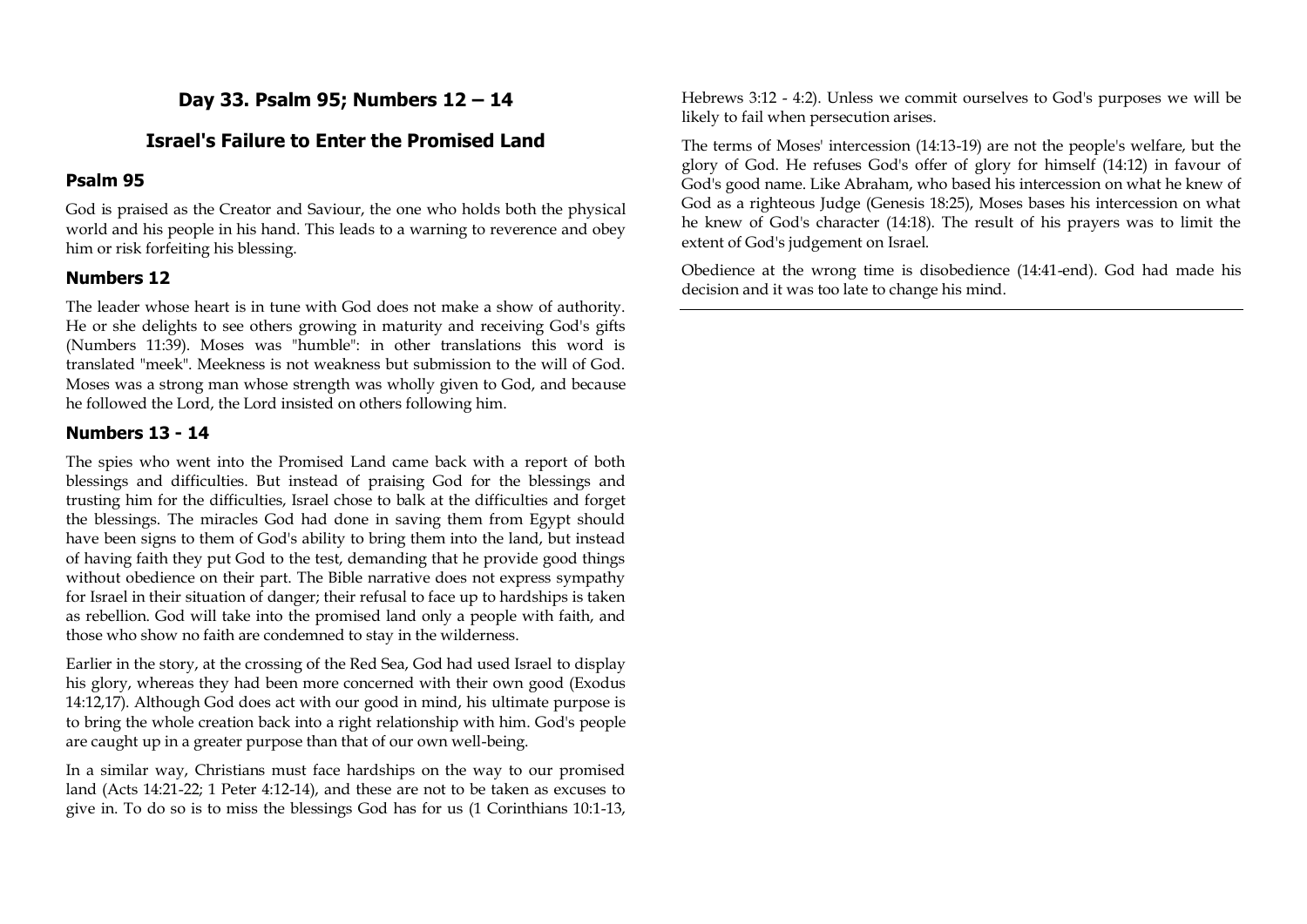# Day 33. Psalm 95; Numbers 12 – 14

## Israel's Failure to Enter the Promised Land

### Psalm 95

God is praised as the Creator and Saviour, the one who holds both the physical world and his people in his hand. This leads to a warning to reverence and obey him or risk forfeiting his blessing.

### Numbers 12

The leader whose heart is in tune with God does not make a show of authority. He or she delights to see others growing in maturity and receiving God's gifts (Numbers 11:39). Moses was "humble": in other translations this word is translated "meek". Meekness is not weakness but submission to the will of God. Moses was a strong man whose strength was wholly given to God, and because he followed the Lord, the Lord insisted on others following him.

### Numbers 13 - 14

The spies who went into the Promised Land came back with a report of both blessings and difficulties. But instead of praising God for the blessings and trusting him for the difficulties, Israel chose to balk at the difficulties and forget the blessings. The miracles God had done in saving them from Egypt should have been signs to them of God's ability to bring them into the land, but instead of having faith they put God to the test, demanding that he provide good things without obedience on their part. The Bible narrative does not express sympathy for Israel in their situation of danger; their refusal to face up to hardships is taken as rebellion. God will take into the promised land only a people with faith, and those who show no faith are condemned to stay in the wilderness.

Earlier in the story, at the crossing of the Red Sea, God had used Israel to display his glory, whereas they had been more concerned with their own good (Exodus 14:12,17). Although God does act with our good in mind, his ultimate purpose is to bring the whole creation back into a right relationship with him. God's people are caught up in a greater purpose than that of our own well-being.

In a similar way, Christians must face hardships on the way to our promised land (Acts 14:21-22; 1 Peter 4:12-14), and these are not to be taken as excuses to give in. To do so is to miss the blessings God has for us (1 Corinthians 10:1-13, Hebrews 3:12 - 4:2). Unless we commit ourselves to God's purposes we will be likely to fail when persecution arises.

The terms of Moses' intercession (14:13-19) are not the people's welfare, but the glory of God. He refuses God's offer of glory for himself (14:12) in favour of God's good name. Like Abraham, who based his intercession on what he knew of God as a righteous Judge (Genesis 18:25), Moses bases his intercession on what he knew of God's character (14:18). The result of his prayers was to limit the extent of God's judgement on Israel.

Obedience at the wrong time is disobedience (14:41-end). God had made his decision and it was too late to change his mind.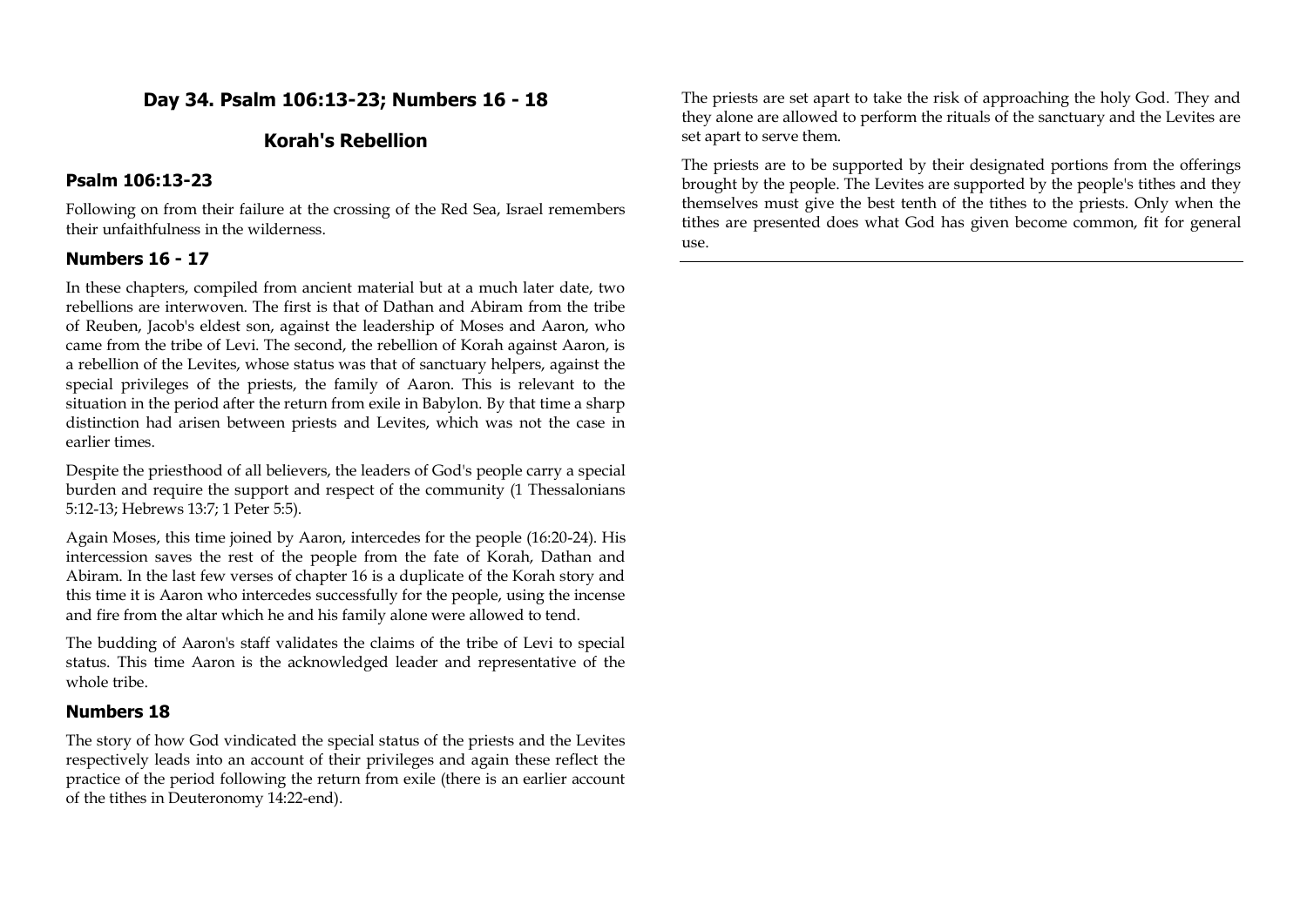## Day 34. Psalm 106:13-23; Numbers 16 - 18

## Korah's Rebellion

### Psalm 106:13-23

Following on from their failure at the crossing of the Red Sea, Israel remembers their unfaithfulness in the wilderness.

### Numbers 16 - 17

In these chapters, compiled from ancient material but at a much later date, two rebellions are interwoven. The first is that of Dathan and Abiram from the tribe of Reuben, Jacob's eldest son, against the leadership of Moses and Aaron, who came from the tribe of Levi. The second, the rebellion of Korah against Aaron, is a rebellion of the Levites, whose status was that of sanctuary helpers, against the special privileges of the priests, the family of Aaron. This is relevant to the situation in the period after the return from exile in Babylon. By that time a sharp distinction had arisen between priests and Levites, which was not the case in earlier times.

Despite the priesthood of all believers, the leaders of God's people carry a special burden and require the support and respect of the community (1 Thessalonians 5:12-13; Hebrews 13:7; 1 Peter 5:5).

Again Moses, this time joined by Aaron, intercedes for the people (16:20-24). His intercession saves the rest of the people from the fate of Korah, Dathan and Abiram. In the last few verses of chapter 16 is a duplicate of the Korah story and this time it is Aaron who intercedes successfully for the people, using the incense and fire from the altar which he and his family alone were allowed to tend.

The budding of Aaron's staff validates the claims of the tribe of Levi to special status. This time Aaron is the acknowledged leader and representative of the whole tribe.

### Numbers 18

The story of how God vindicated the special status of the priests and the Levites respectively leads into an account of their privileges and again these reflect the practice of the period following the return from exile (there is an earlier account of the tithes in Deuteronomy 14:22-end).

The priests are set apart to take the risk of approaching the holy God. They and they alone are allowed to perform the rituals of the sanctuary and the Levites are set apart to serve them.

The priests are to be supported by their designated portions from the offerings brought by the people. The Levites are supported by the people's tithes and they themselves must give the best tenth of the tithes to the priests. Only when the tithes are presented does what God has given become common, fit for general use.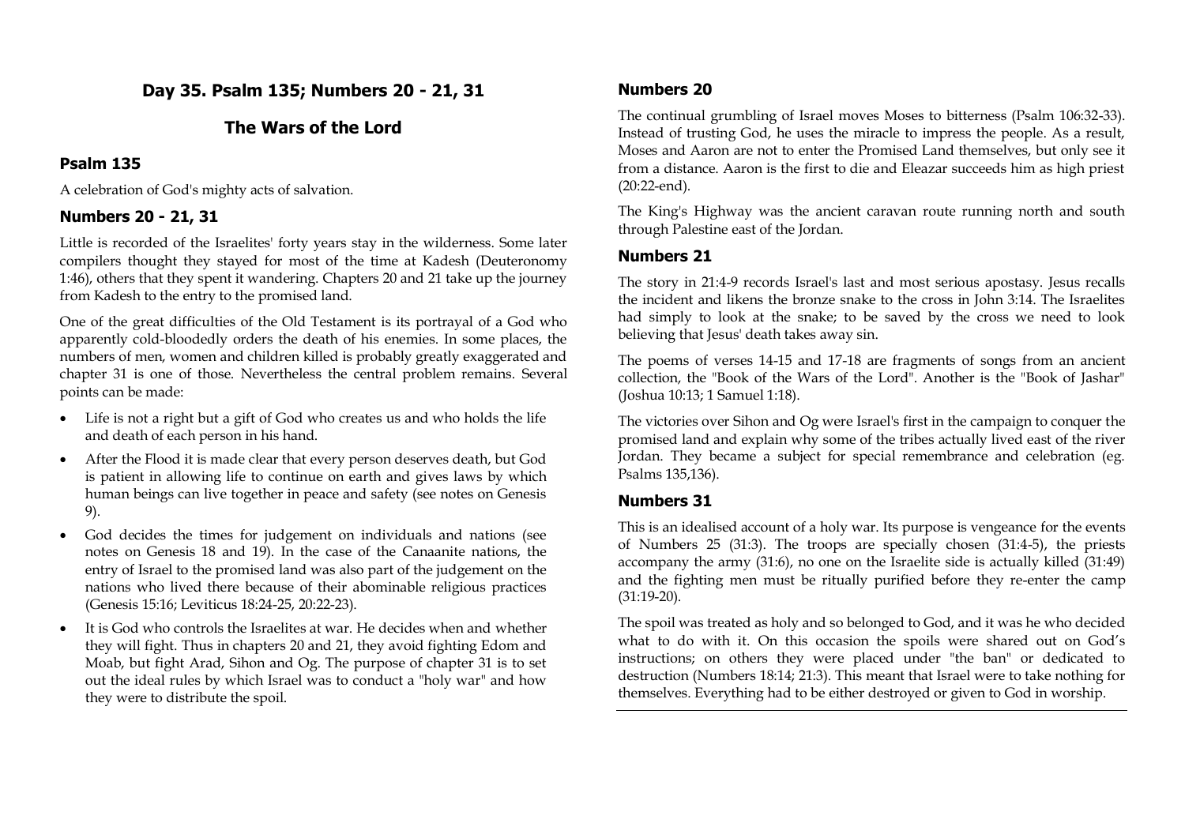# Day 35. Psalm 135; Numbers 20 - 21, 31

## The Wars of the Lord

### Psalm 135

A celebration of God's mighty acts of salvation.

### Numbers 20 - 21, 31

Little is recorded of the Israelites' forty years stay in the wilderness. Some later compilers thought they stayed for most of the time at Kadesh (Deuteronomy 1:46), others that they spent it wandering. Chapters 20 and 21 take up the journey from Kadesh to the entry to the promised land.

One of the great difficulties of the Old Testament is its portrayal of a God who apparently cold-bloodedly orders the death of his enemies. In some places, the numbers of men, women and children killed is probably greatly exaggerated and chapter 31 is one of those. Nevertheless the central problem remains. Several points can be made:

- Life is not a right but a gift of God who creates us and who holds the life and death of each person in his hand.
- After the Flood it is made clear that every person deserves death, but God is patient in allowing life to continue on earth and gives laws by which human beings can live together in peace and safety (see notes on Genesis 9).
- God decides the times for judgement on individuals and nations (see notes on Genesis 18 and 19). In the case of the Canaanite nations, the entry of Israel to the promised land was also part of the judgement on the nations who lived there because of their abominable religious practices (Genesis 15:16; Leviticus 18:24-25, 20:22-23).
- It is God who controls the Israelites at war. He decides when and whether they will fight. Thus in chapters 20 and 21, they avoid fighting Edom and Moab, but fight Arad, Sihon and Og. The purpose of chapter 31 is to set out the ideal rules by which Israel was to conduct a "holy war" and how they were to distribute the spoil.

### Numbers 20

The continual grumbling of Israel moves Moses to bitterness (Psalm 106:32-33). Instead of trusting God, he uses the miracle to impress the people. As a result, Moses and Aaron are not to enter the Promised Land themselves, but only see it from a distance. Aaron is the first to die and Eleazar succeeds him as high priest (20:22-end).

The King's Highway was the ancient caravan route running north and south through Palestine east of the Jordan.

### Numbers 21

The story in 21:4-9 records Israel's last and most serious apostasy. Jesus recalls the incident and likens the bronze snake to the cross in John 3:14. The Israelites had simply to look at the snake; to be saved by the cross we need to look believing that Jesus' death takes away sin.

The poems of verses 14-15 and 17-18 are fragments of songs from an ancient collection, the "Book of the Wars of the Lord". Another is the "Book of Jashar" (Joshua 10:13; 1 Samuel 1:18).

The victories over Sihon and Og were Israel's first in the campaign to conquer the promised land and explain why some of the tribes actually lived east of the river Jordan. They became a subject for special remembrance and celebration (eg. Psalms 135,136).

### Numbers 31

This is an idealised account of a holy war. Its purpose is vengeance for the events of Numbers 25 (31:3). The troops are specially chosen (31:4-5), the priests accompany the army (31:6), no one on the Israelite side is actually killed (31:49) and the fighting men must be ritually purified before they re-enter the camp (31:19-20).

The spoil was treated as holy and so belonged to God, and it was he who decided what to do with it. On this occasion the spoils were shared out on God's instructions; on others they were placed under "the ban" or dedicated to destruction (Numbers 18:14; 21:3). This meant that Israel were to take nothing for themselves. Everything had to be either destroyed or given to God in worship.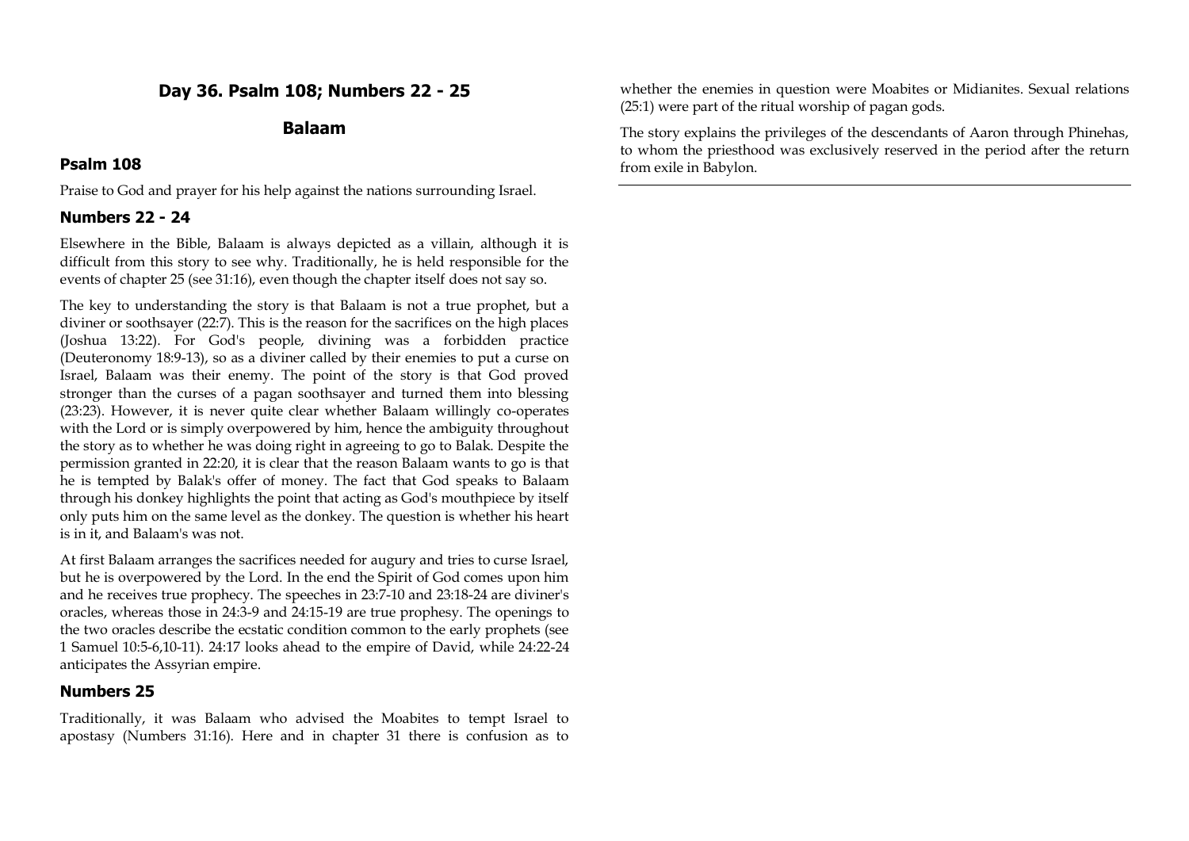## Day 36. Psalm 108; Numbers 22 - 25

### Balaam

### Psalm 108

Praise to God and prayer for his help against the nations surrounding Israel.

### Numbers 22 - 24

Elsewhere in the Bible, Balaam is always depicted as a villain, although it is difficult from this story to see why. Traditionally, he is held responsible for the events of chapter 25 (see 31:16), even though the chapter itself does not say so.

The key to understanding the story is that Balaam is not a true prophet, but a diviner or soothsayer (22:7). This is the reason for the sacrifices on the high places (Joshua 13:22). For God's people, divining was a forbidden practice (Deuteronomy 18:9-13), so as a diviner called by their enemies to put a curse on Israel, Balaam was their enemy. The point of the story is that God proved stronger than the curses of a pagan soothsayer and turned them into blessing (23:23). However, it is never quite clear whether Balaam willingly co-operates with the Lord or is simply overpowered by him, hence the ambiguity throughout the story as to whether he was doing right in agreeing to go to Balak. Despite the permission granted in 22:20, it is clear that the reason Balaam wants to go is that he is tempted by Balak's offer of money. The fact that God speaks to Balaam through his donkey highlights the point that acting as God's mouthpiece by itself only puts him on the same level as the donkey. The question is whether his heart is in it, and Balaam's was not.

At first Balaam arranges the sacrifices needed for augury and tries to curse Israel, but he is overpowered by the Lord. In the end the Spirit of God comes upon him and he receives true prophecy. The speeches in 23:7-10 and 23:18-24 are diviner's oracles, whereas those in 24:3-9 and 24:15-19 are true prophesy. The openings to the two oracles describe the ecstatic condition common to the early prophets (see 1 Samuel 10:5-6,10-11). 24:17 looks ahead to the empire of David, while 24:22-24 anticipates the Assyrian empire.

### Numbers 25

Traditionally, it was Balaam who advised the Moabites to tempt Israel to apostasy (Numbers 31:16). Here and in chapter 31 there is confusion as to whether the enemies in question were Moabites or Midianites. Sexual relations (25:1) were part of the ritual worship of pagan gods.

The story explains the privileges of the descendants of Aaron through Phinehas, to whom the priesthood was exclusively reserved in the period after the return from exile in Babylon.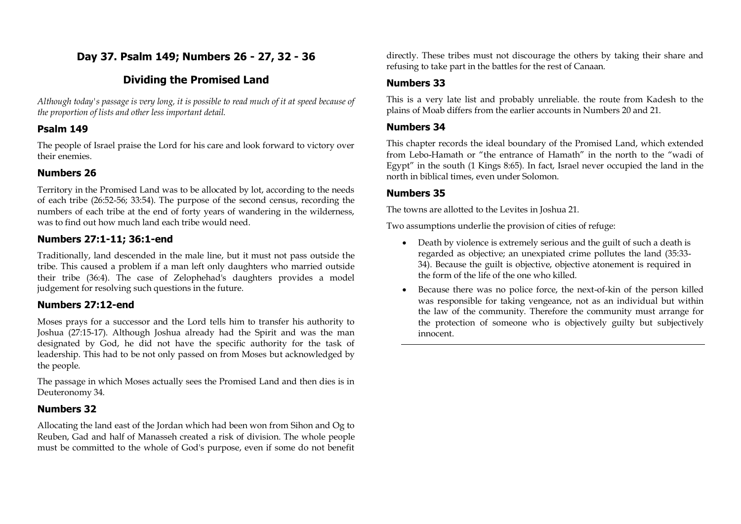# Day 37. Psalm 149; Numbers 26 - 27, 32 - 36

## Dividing the Promised Land

*Although today's passage is very long, it is possible to read much of it at speed because of the proportion of lists and other less important detail.*

### Psalm 149

The people of Israel praise the Lord for his care and look forward to victory over their enemies.

### Numbers 26

Territory in the Promised Land was to be allocated by lot, according to the needs of each tribe (26:52-56; 33:54). The purpose of the second census, recording the numbers of each tribe at the end of forty years of wandering in the wilderness, was to find out how much land each tribe would need.

### Numbers 27:1-11; 36:1-end

Traditionally, land descended in the male line, but it must not pass outside the tribe. This caused a problem if a man left only daughters who married outside their tribe (36:4). The case of Zelophehad's daughters provides a model judgement for resolving such questions in the future.

### Numbers 27:12-end

Moses prays for a successor and the Lord tells him to transfer his authority to Joshua (27:15-17). Although Joshua already had the Spirit and was the man designated by God, he did not have the specific authority for the task of leadership. This had to be not only passed on from Moses but acknowledged by the people.

The passage in which Moses actually sees the Promised Land and then dies is in Deuteronomy 34.

### Numbers 32

Allocating the land east of the Jordan which had been won from Sihon and Og to Reuben, Gad and half of Manasseh created a risk of division. The whole people must be committed to the whole of God's purpose, even if some do not benefit directly. These tribes must not discourage the others by taking their share and refusing to take part in the battles for the rest of Canaan.

### Numbers 33

This is a very late list and probably unreliable. the route from Kadesh to the plains of Moab differs from the earlier accounts in Numbers 20 and 21.

### Numbers 34

This chapter records the ideal boundary of the Promised Land, which extended from Lebo-Hamath or "the entrance of Hamath" in the north to the "wadi of Egypt" in the south (1 Kings 8:65). In fact, Israel never occupied the land in the north in biblical times, even under Solomon.

### Numbers 35

The towns are allotted to the Levites in Joshua 21.

Two assumptions underlie the provision of cities of refuge:

- Death by violence is extremely serious and the guilt of such a death is regarded as objective; an unexpiated crime pollutes the land (35:33-34). Because the guilt is objective, objective atonement is required in the form of the life of the one who killed.
- Because there was no police force, the next-of-kin of the person killed was responsible for taking vengeance, not as an individual but within the law of the community. Therefore the community must arrange for the protection of someone who is objectively guilty but subjectively innocent.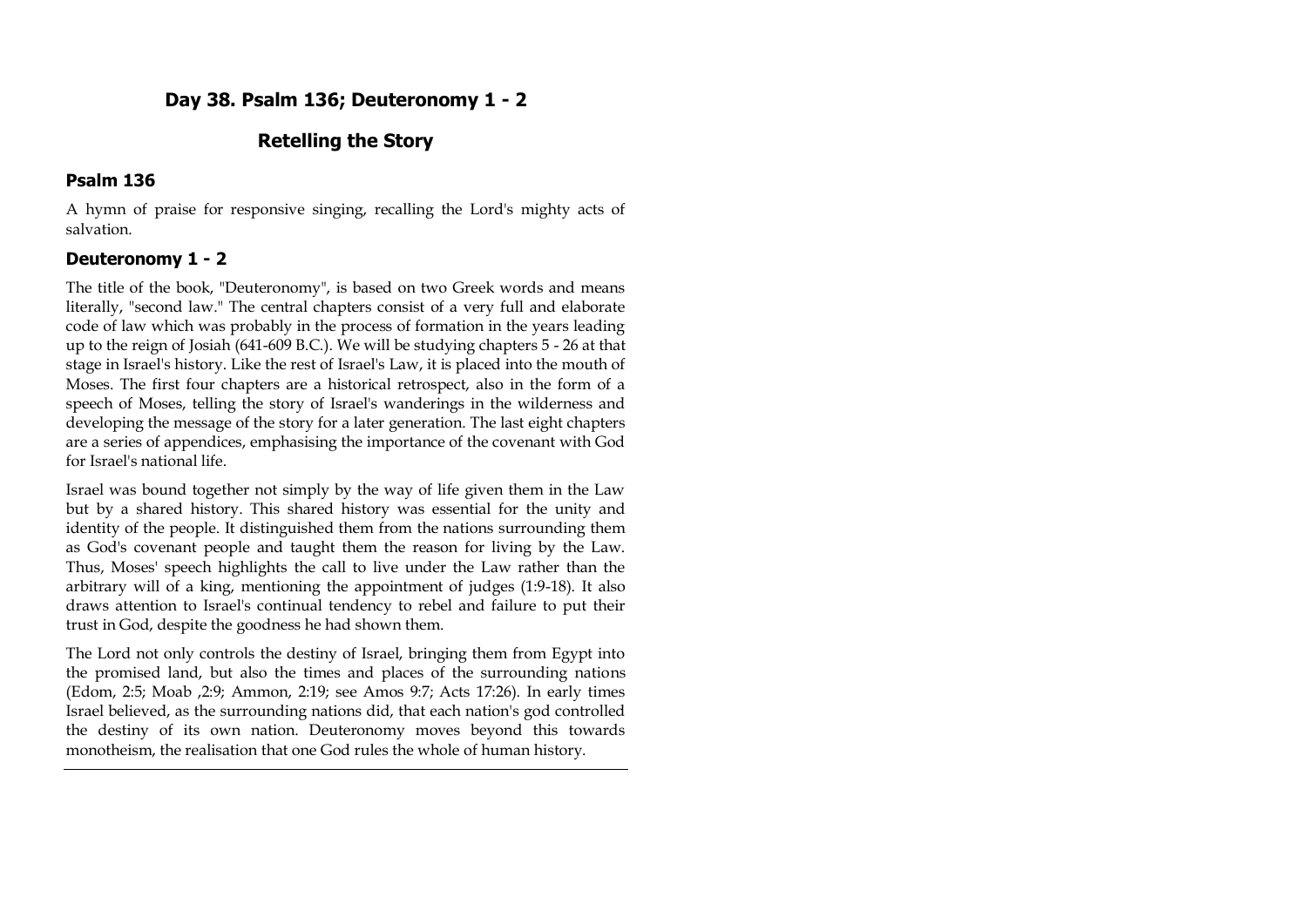## Day 38. Psalm 136; Deuteronomy 1 - 2

## Retelling the Story

### Psalm 136

A hymn of praise for responsive singing, recalling the Lord's mighty acts of salvation.

### Deuteronomy 1 - 2

The title of the book, "Deuteronomy", is based on two Greek words and means literally, "second law." The central chapters consist of a very full and elaborate code of law which was probably in the process of formation in the years leading up to the reign of Josiah (641-609 B.C.). We will be studying chapters 5 - 26 at that stage in Israel's history. Like the rest of Israel's Law, it is placed into the mouth of Moses. The first four chapters are a historical retrospect, also in the form of a speech of Moses, telling the story of Israel's wanderings in the wilderness and developing the message of the story for a later generation. The last eight chapters are a series of appendices, emphasising the importance of the covenant with God for Israel's national life.

Israel was bound together not simply by the way of life given them in the Law but by a shared history. This shared history was essential for the unity and identity of the people. It distinguished them from the nations surrounding them as God's covenant people and taught them the reason for living by the Law. Thus, Moses' speech highlights the call to live under the Law rather than the arbitrary will of a king, mentioning the appointment of judges (1:9-18). It also draws attention to Israel's continual tendency to rebel and failure to put their trust in God, despite the goodness he had shown them.

The Lord not only controls the destiny of Israel, bringing them from Egypt into the promised land, but also the times and places of the surrounding nations (Edom, 2:5; Moab ,2:9; Ammon, 2:19; see Amos 9:7; Acts 17:26). In early times Israel believed, as the surrounding nations did, that each nation's god controlled the destiny of its own nation. Deuteronomy moves beyond this towards monotheism, the realisation that one God rules the whole of human history.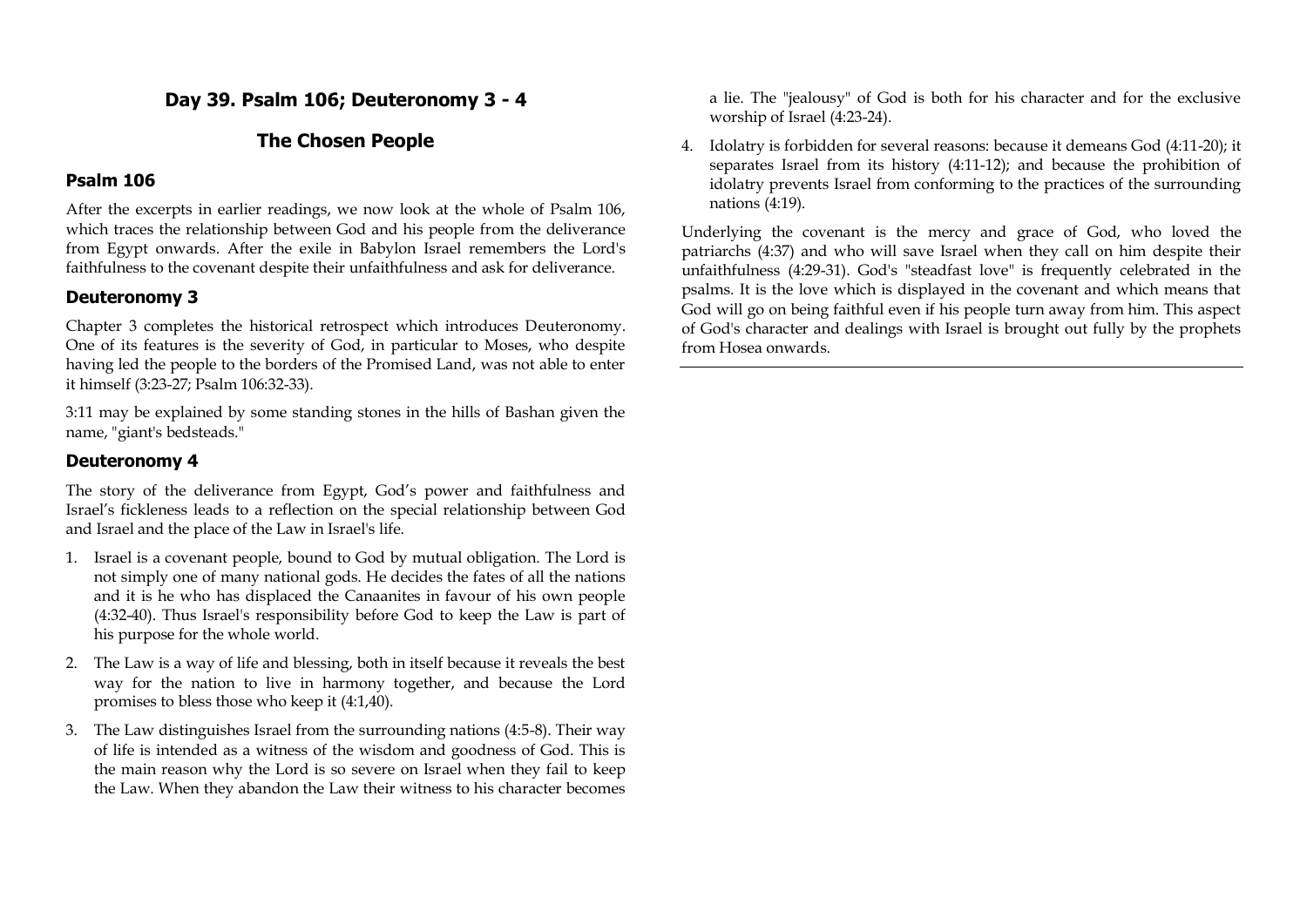## Day 39. Psalm 106; Deuteronomy 3 - 4

## The Chosen People

### Psalm 106

After the excerpts in earlier readings, we now look at the whole of Psalm 106, which traces the relationship between God and his people from the deliverance from Egypt onwards. After the exile in Babylon Israel remembers the Lord's faithfulness to the covenant despite their unfaithfulness and ask for deliverance.

### Deuteronomy 3

Chapter 3 completes the historical retrospect which introduces Deuteronomy. One of its features is the severity of God, in particular to Moses, who despite having led the people to the borders of the Promised Land, was not able to enter it himself (3:23-27; Psalm 106:32-33).

3:11 may be explained by some standing stones in the hills of Bashan given the name, "giant's bedsteads."

### Deuteronomy 4

The story of the deliverance from Egypt, God's power and faithfulness and Israel's fickleness leads to a reflection on the special relationship between God and Israel and the place of the Law in Israel's life.

1. Israel is a covenant people, bound to God by mutual obligation. The Lord is not simply one of many national gods. He decides the fates of all the nations and it is he who has displaced the Canaanites in favour of his own people (4:32-40). Thus Israel's responsibility before God to keep the Law is part of his purpose for the whole world.
2. The Law is a way of life and blessing, both in itself because it reveals the best way for the nation to live in harmony together, and because the Lord promises to bless those who keep it (4:1,40).
3. The Law distinguishes Israel from the surrounding nations (4:5-8). Their way of life is intended as a witness of the wisdom and goodness of God. This is the main reason why the Lord is so severe on Israel when they fail to keep the Law. When they abandon the Law their witness to his character becomes a lie. The "jealousy" of God is both for his character and for the exclusive worship of Israel (4:23-24).
4. Idolatry is forbidden for several reasons: because it demeans God (4:11-20); it separates Israel from its history (4:11-12); and because the prohibition of idolatry prevents Israel from conforming to the practices of the surrounding nations (4:19).

Underlying the covenant is the mercy and grace of God, who loved the patriarchs (4:37) and who will save Israel when they call on him despite their unfaithfulness (4:29-31). God's "steadfast love" is frequently celebrated in the psalms. It is the love which is displayed in the covenant and which means that God will go on being faithful even if his people turn away from him. This aspect of God's character and dealings with Israel is brought out fully by the prophets from Hosea onwards.

---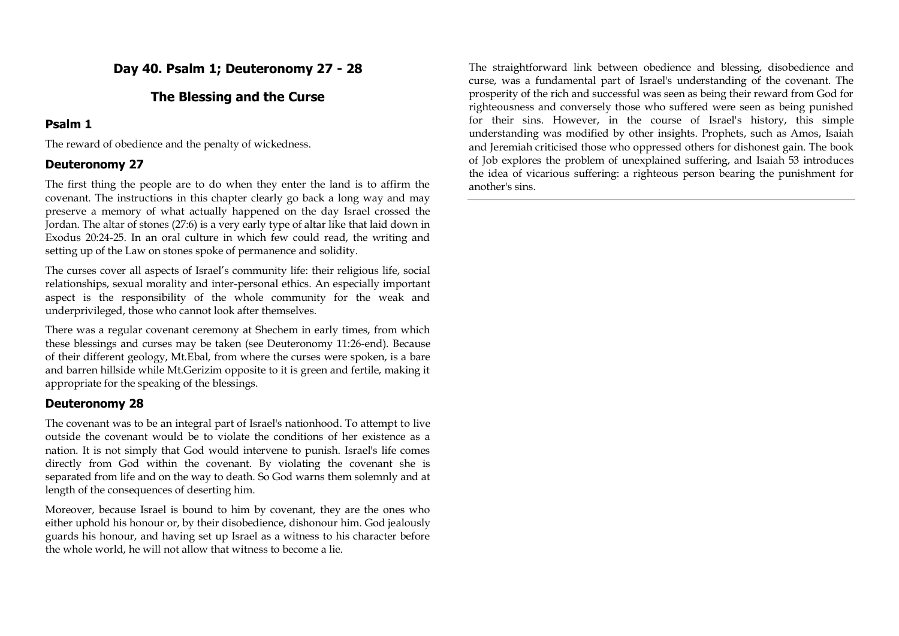## Day 40. Psalm 1; Deuteronomy 27 - 28

## The Blessing and the Curse

### Psalm 1

The reward of obedience and the penalty of wickedness.

### Deuteronomy 27

The first thing the people are to do when they enter the land is to affirm the covenant. The instructions in this chapter clearly go back a long way and may preserve a memory of what actually happened on the day Israel crossed the Jordan. The altar of stones (27:6) is a very early type of altar like that laid down in Exodus 20:24-25. In an oral culture in which few could read, the writing and setting up of the Law on stones spoke of permanence and solidity.

The curses cover all aspects of Israel's community life: their religious life, social relationships, sexual morality and inter-personal ethics. An especially important aspect is the responsibility of the whole community for the weak and underprivileged, those who cannot look after themselves.

There was a regular covenant ceremony at Shechem in early times, from which these blessings and curses may be taken (see Deuteronomy 11:26-end). Because of their different geology, Mt.Ebal, from where the curses were spoken, is a bare and barren hillside while Mt.Gerizim opposite to it is green and fertile, making it appropriate for the speaking of the blessings.

### Deuteronomy 28

The covenant was to be an integral part of Israel's nationhood. To attempt to live outside the covenant would be to violate the conditions of her existence as a nation. It is not simply that God would intervene to punish. Israel's life comes directly from God within the covenant. By violating the covenant she is separated from life and on the way to death. So God warns them solemnly and at length of the consequences of deserting him.

Moreover, because Israel is bound to him by covenant, they are the ones who either uphold his honour or, by their disobedience, dishonour him. God jealously guards his honour, and having set up Israel as a witness to his character before the whole world, he will not allow that witness to become a lie.

The straightforward link between obedience and blessing, disobedience and curse, was a fundamental part of Israel's understanding of the covenant. The prosperity of the rich and successful was seen as being their reward from God for righteousness and conversely those who suffered were seen as being punished for their sins. However, in the course of Israel's history, this simple understanding was modified by other insights. Prophets, such as Amos, Isaiah and Jeremiah criticised those who oppressed others for dishonest gain. The book of Job explores the problem of unexplained suffering, and Isaiah 53 introduces the idea of vicarious suffering: a righteous person bearing the punishment for another's sins.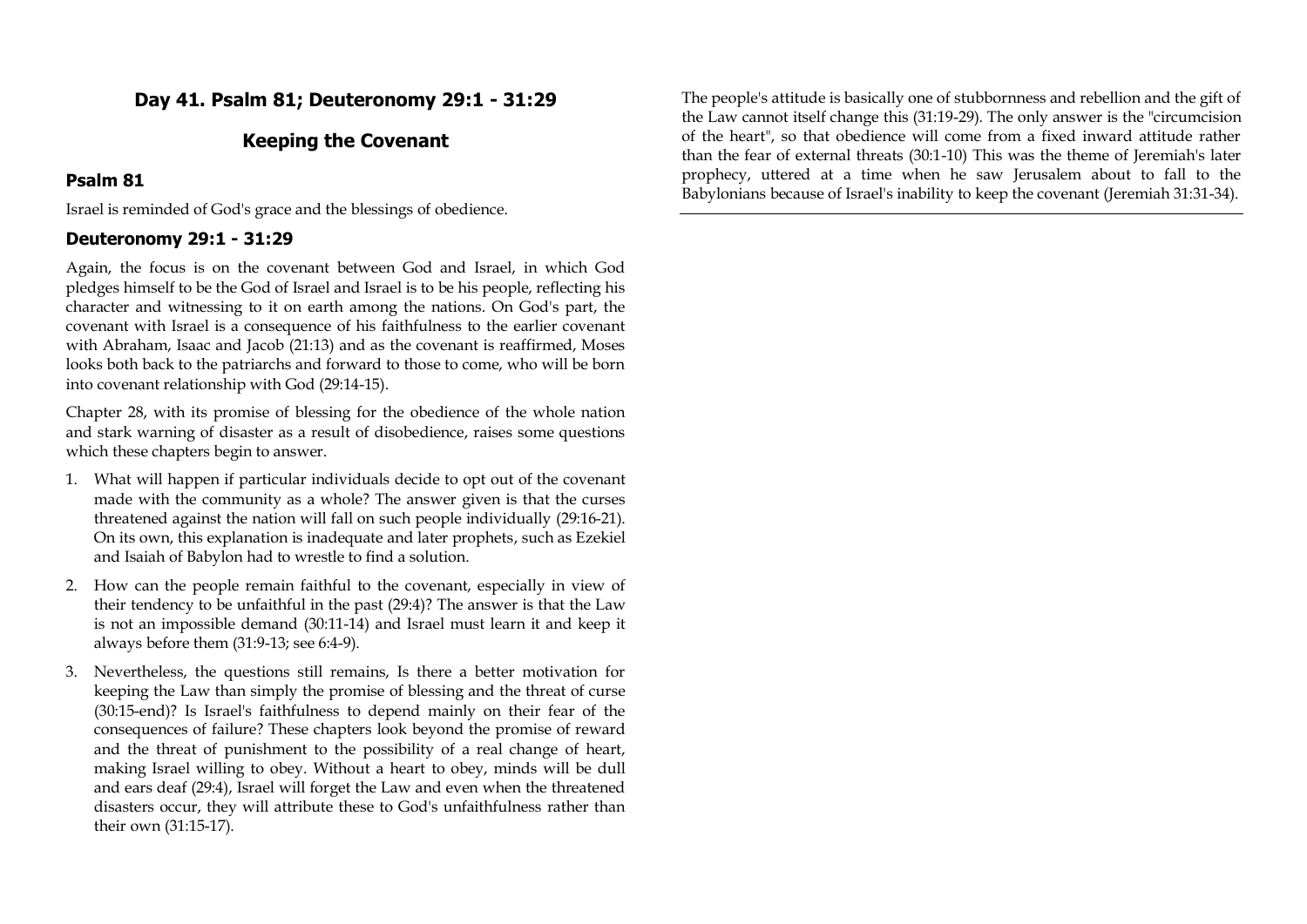## Day 41. Psalm 81; Deuteronomy 29:1 - 31:29

## Keeping the Covenant

### Psalm 81

Israel is reminded of God's grace and the blessings of obedience.

### Deuteronomy 29:1 - 31:29

Again, the focus is on the covenant between God and Israel, in which God pledges himself to be the God of Israel and Israel is to be his people, reflecting his character and witnessing to it on earth among the nations. On God's part, the covenant with Israel is a consequence of his faithfulness to the earlier covenant with Abraham, Isaac and Jacob (21:13) and as the covenant is reaffirmed, Moses looks both back to the patriarchs and forward to those to come, who will be born into covenant relationship with God (29:14-15).

Chapter 28, with its promise of blessing for the obedience of the whole nation and stark warning of disaster as a result of disobedience, raises some questions which these chapters begin to answer.

1. What will happen if particular individuals decide to opt out of the covenant made with the community as a whole? The answer given is that the curses threatened against the nation will fall on such people individually (29:16-21). On its own, this explanation is inadequate and later prophets, such as Ezekiel and Isaiah of Babylon had to wrestle to find a solution.
2. How can the people remain faithful to the covenant, especially in view of their tendency to be unfaithful in the past (29:4)? The answer is that the Law is not an impossible demand (30:11-14) and Israel must learn it and keep it always before them (31:9-13; see 6:4-9).
3. Nevertheless, the questions still remains, Is there a better motivation for keeping the Law than simply the promise of blessing and the threat of curse (30:15-end)? Is Israel's faithfulness to depend mainly on their fear of the consequences of failure? These chapters look beyond the promise of reward and the threat of punishment to the possibility of a real change of heart, making Israel willing to obey. Without a heart to obey, minds will be dull and ears deaf (29:4), Israel will forget the Law and even when the threatened disasters occur, they will attribute these to God's unfaithfulness rather than their own (31:15-17).

The people's attitude is basically one of stubbornness and rebellion and the gift of the Law cannot itself change this (31:19-29). The only answer is the "circumcision of the heart", so that obedience will come from a fixed inward attitude rather than the fear of external threats (30:1-10) This was the theme of Jeremiah's later prophecy, uttered at a time when he saw Jerusalem about to fall to the Babylonians because of Israel's inability to keep the covenant (Jeremiah 31:31-34).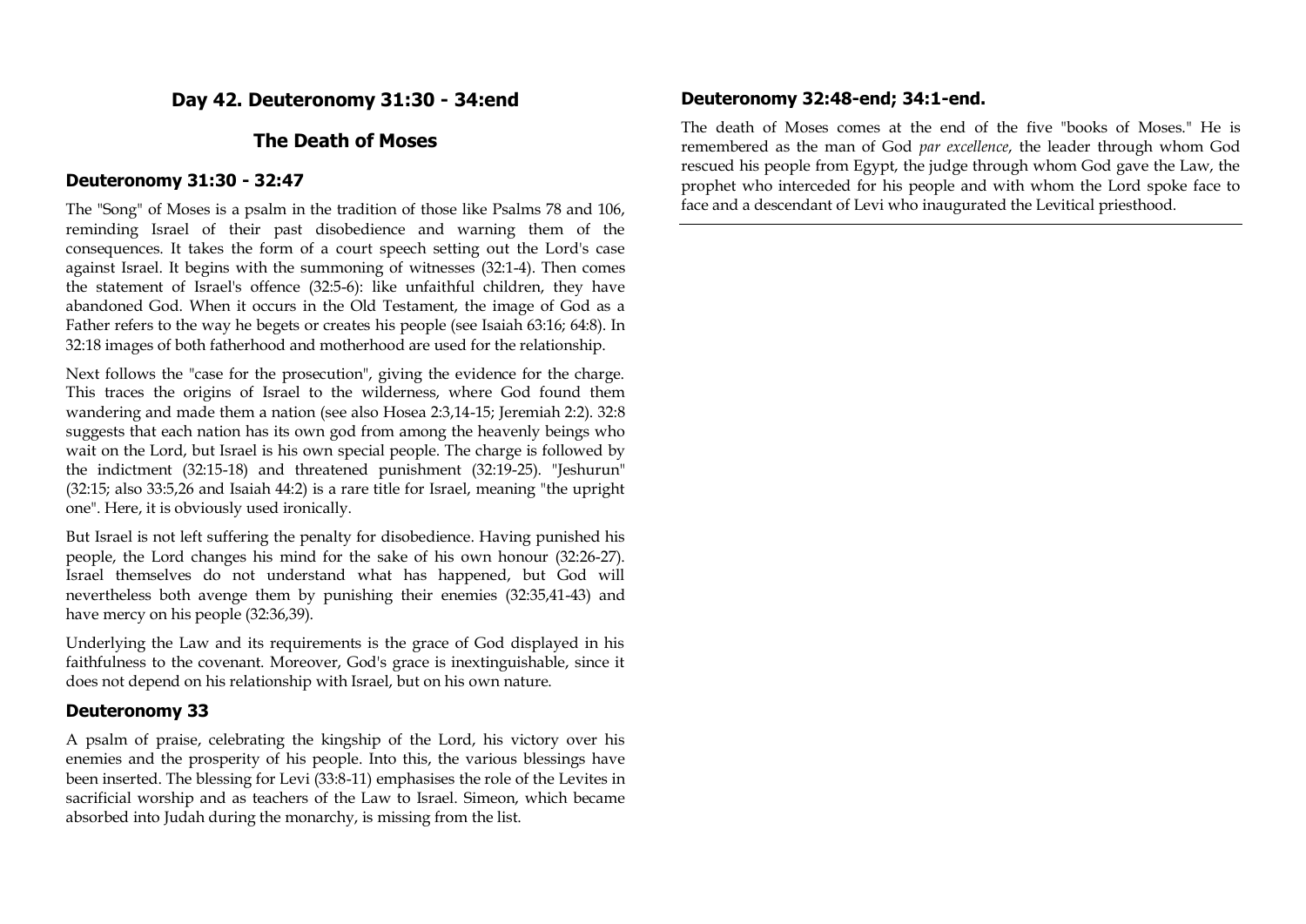## Day 42. Deuteronomy 31:30 - 34:end

## The Death of Moses

### Deuteronomy 31:30 - 32:47

The "Song" of Moses is a psalm in the tradition of those like Psalms 78 and 106, reminding Israel of their past disobedience and warning them of the consequences. It takes the form of a court speech setting out the Lord's case against Israel. It begins with the summoning of witnesses (32:1-4). Then comes the statement of Israel's offence (32:5-6): like unfaithful children, they have abandoned God. When it occurs in the Old Testament, the image of God as a Father refers to the way he begets or creates his people (see Isaiah 63:16; 64:8). In 32:18 images of both fatherhood and motherhood are used for the relationship.

Next follows the "case for the prosecution", giving the evidence for the charge. This traces the origins of Israel to the wilderness, where God found them wandering and made them a nation (see also Hosea 2:3,14-15; Jeremiah 2:2). 32:8 suggests that each nation has its own god from among the heavenly beings who wait on the Lord, but Israel is his own special people. The charge is followed by the indictment (32:15-18) and threatened punishment (32:19-25). "Jeshurun" (32:15; also 33:5,26 and Isaiah 44:2) is a rare title for Israel, meaning "the upright one". Here, it is obviously used ironically.

But Israel is not left suffering the penalty for disobedience. Having punished his people, the Lord changes his mind for the sake of his own honour (32:26-27). Israel themselves do not understand what has happened, but God will nevertheless both avenge them by punishing their enemies (32:35,41-43) and have mercy on his people (32:36,39).

Underlying the Law and its requirements is the grace of God displayed in his faithfulness to the covenant. Moreover, God's grace is inextinguishable, since it does not depend on his relationship with Israel, but on his own nature.

### Deuteronomy 33

A psalm of praise, celebrating the kingship of the Lord, his victory over his enemies and the prosperity of his people. Into this, the various blessings have been inserted. The blessing for Levi (33:8-11) emphasises the role of the Levites in sacrificial worship and as teachers of the Law to Israel. Simeon, which became absorbed into Judah during the monarchy, is missing from the list.

### Deuteronomy 32:48-end; 34:1-end.

The death of Moses comes at the end of the five "books of Moses." He is remembered as the man of God *par excellence*, the leader through whom God rescued his people from Egypt, the judge through whom God gave the Law, the prophet who interceded for his people and with whom the Lord spoke face to face and a descendant of Levi who inaugurated the Levitical priesthood.